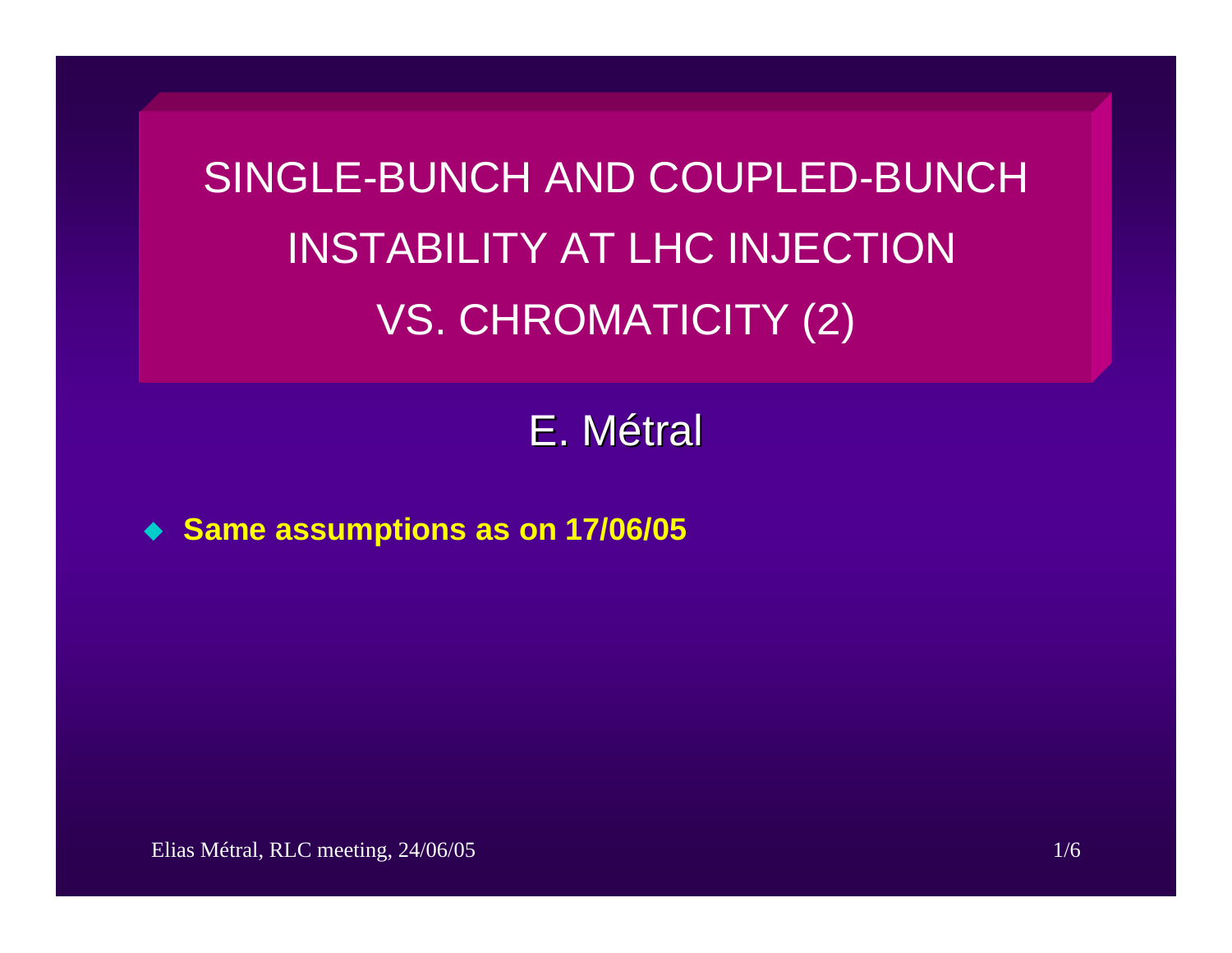# SINGLE-BUNCH AND COUPLED-BUNCH INSTABILITY AT LHC INJECTION VS. CHROMATICITY (2)

E. Métral

- **Same assumptions as on 17/06/05**

Elias Métral, RLC meeting, 24/06/05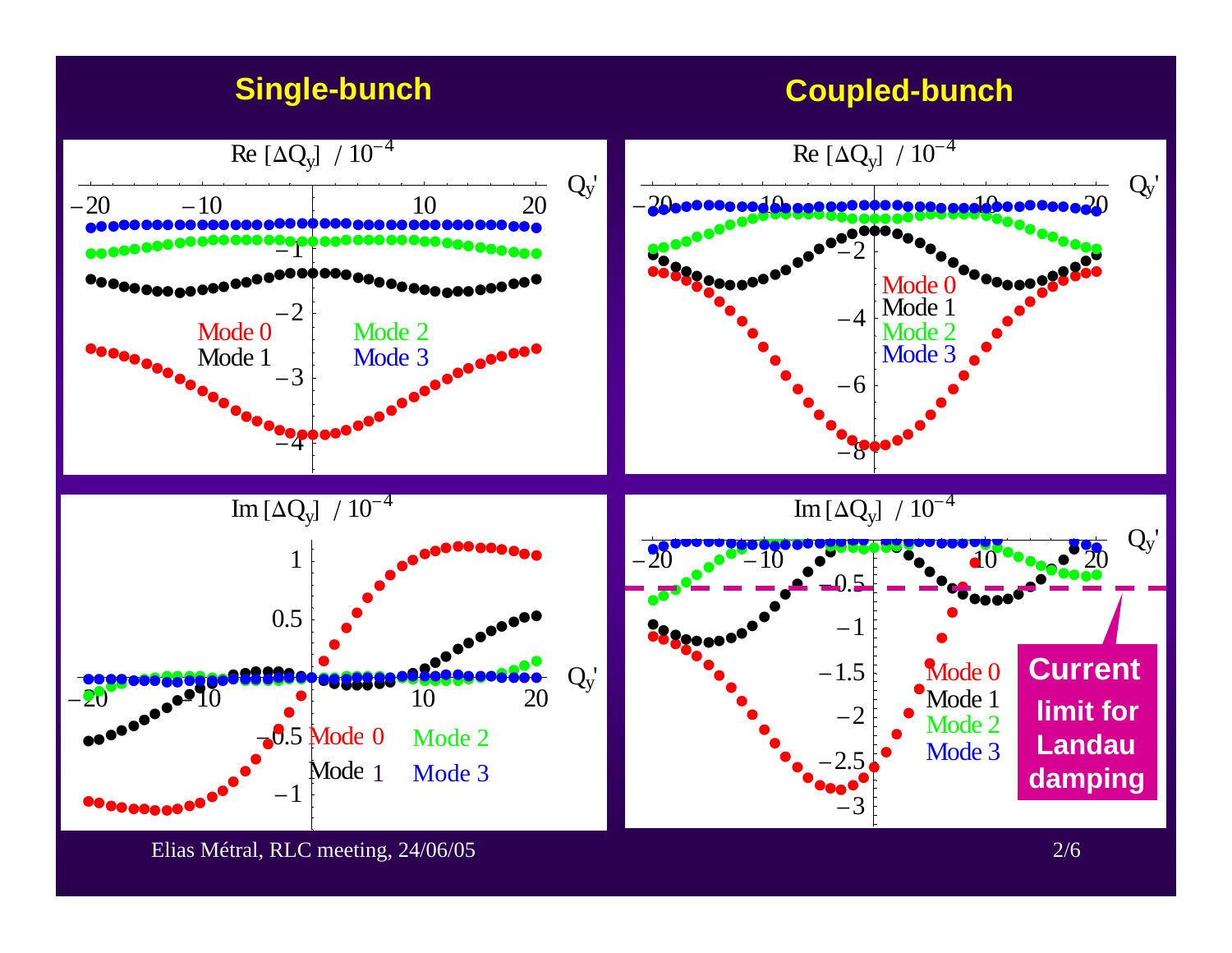## Single-bunch

## Coupled-bunch

Re $[\Delta Q_y]$ / $10^{-4}$

Im $[\Delta Q_y]$ / $10^{-4}$

Mode 0, Mode 1, Mode 2, Mode 3

**Current limit for Landau damping**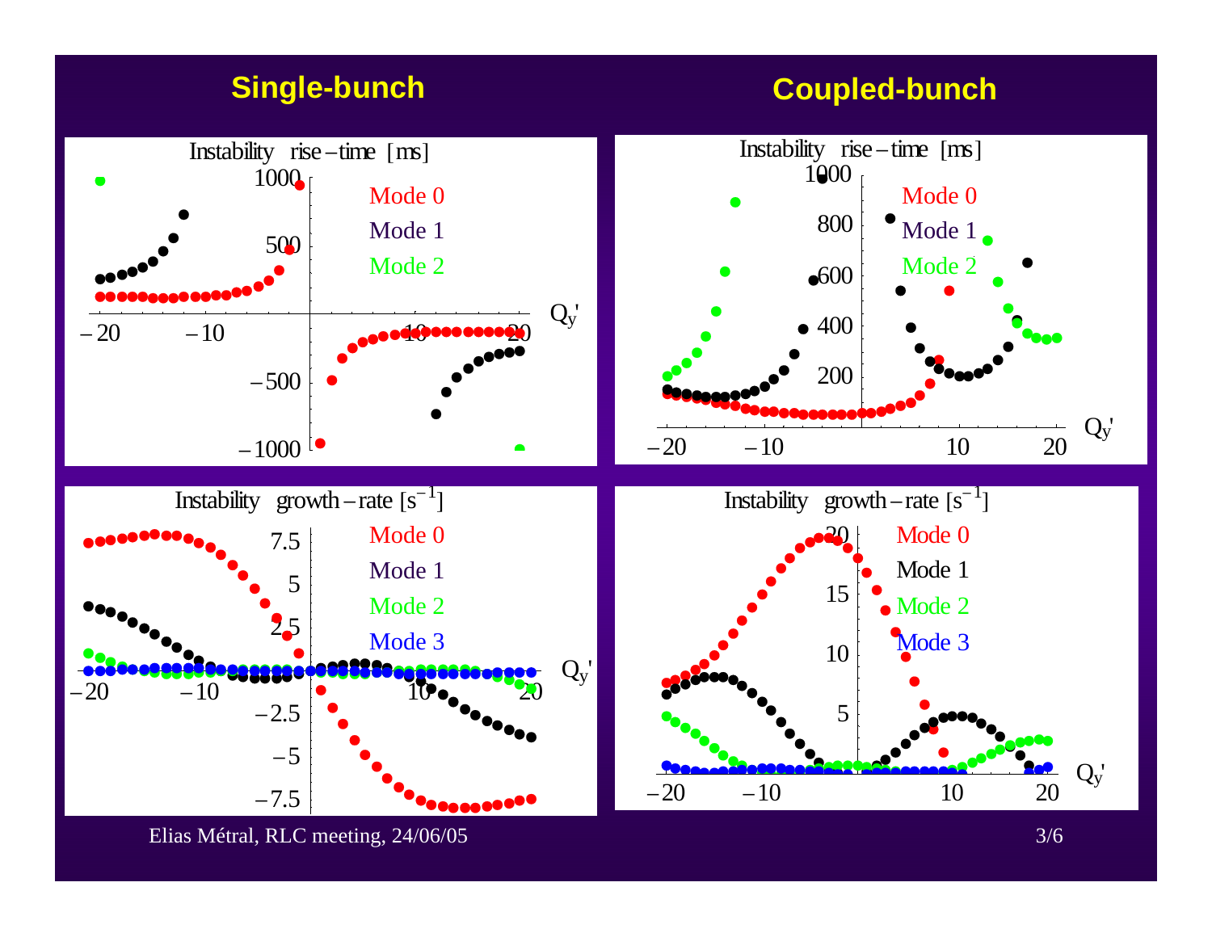## Single-bunch

## Coupled-bunch

Instability rise – time [ms]

Mode 0
Mode 1
Mode 2

$Q_y'$

Instability rise – time [ms]

Mode 0
Mode 1
Mode 2

$Q_y'$

Instability growth – rate [$s^{-1}$]

Mode 0
Mode 1
Mode 2
Mode 3

$Q_y'$

Instability growth – rate [$s^{-1}$]

Mode 0
Mode 1
Mode 2
Mode 3

$Q_y'$

Elias Métral, RLC meeting, 24/06/05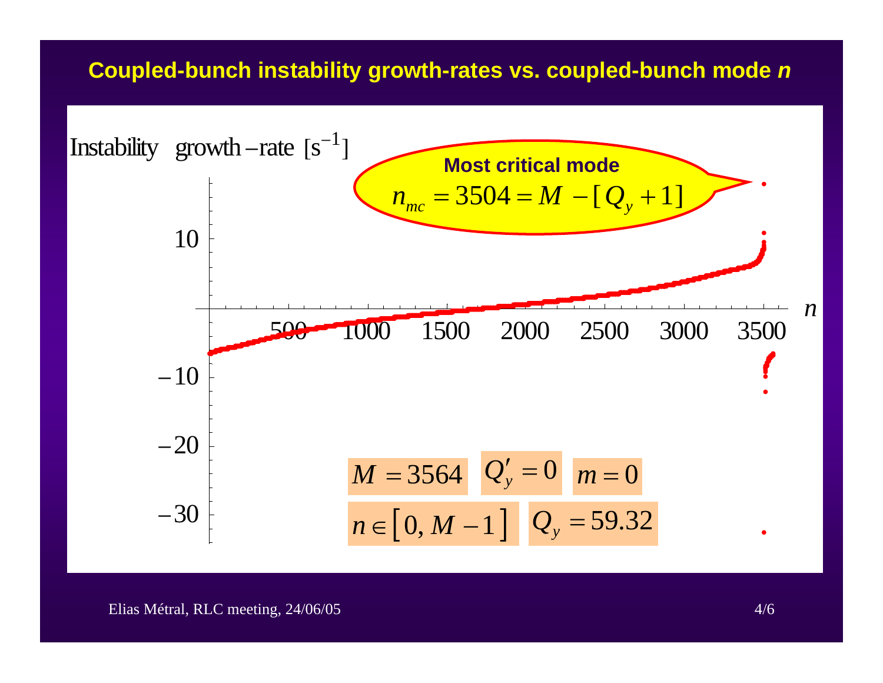# Coupled-bunch instability growth-rates vs. coupled-bunch mode *n*

Instability growth-rate $[\mathrm{s}^{-1}]$

**Most critical mode**

$$n_{mc} = 3504 = M - [Q_y + 1]$$

$M = 3564$ $\quad Q'_y = 0$ $\quad m = 0$

$n \in [0, M-1]$ $\quad Q_y = 59.32$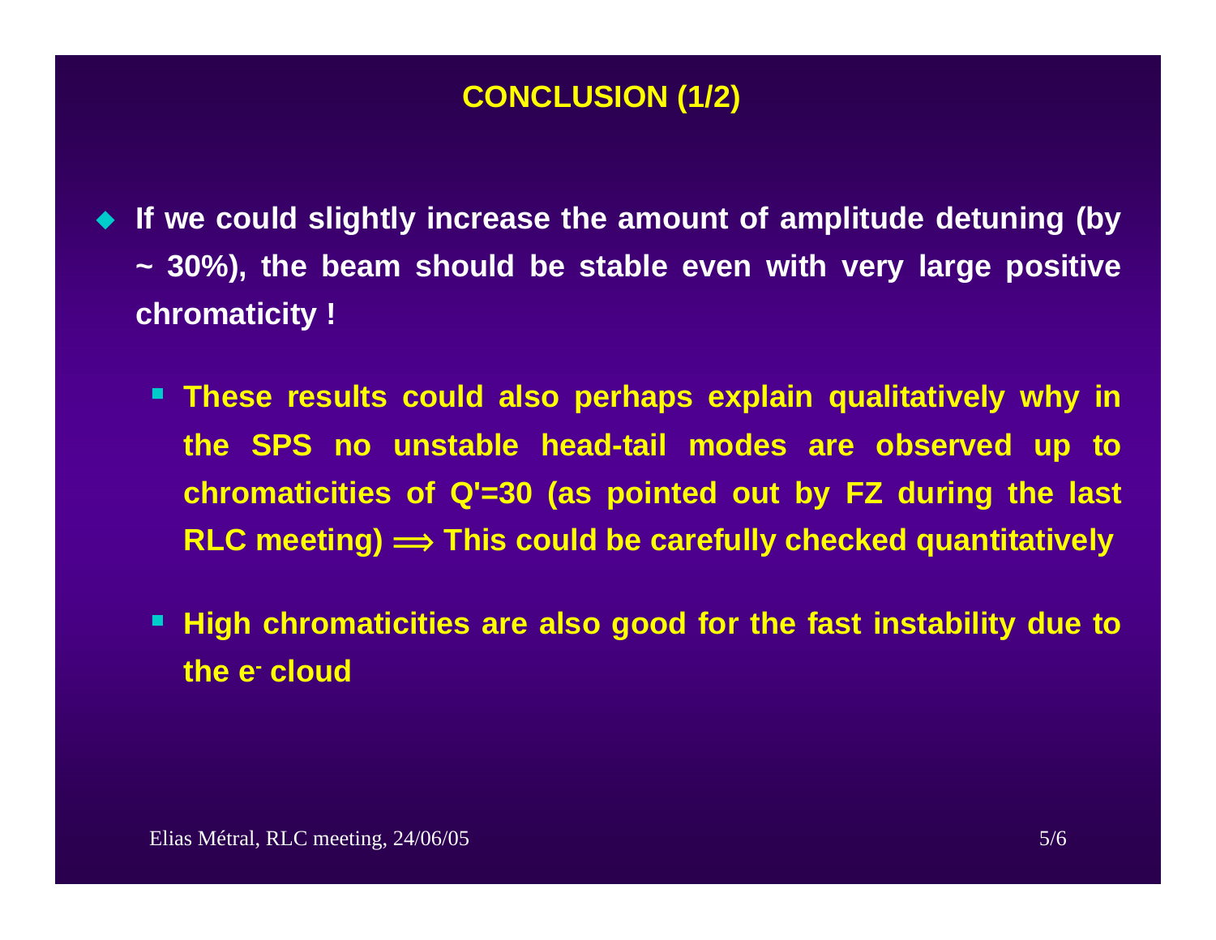# CONCLUSION (1/2)

- **If we could slightly increase the amount of amplitude detuning (by ~ 30%), the beam should be stable even with very large positive chromaticity !**
  - **These results could also perhaps explain qualitatively why in the SPS no unstable head-tail modes are observed up to chromaticities of Q'=30 (as pointed out by FZ during the last RLC meeting) $\Longrightarrow$ This could be carefully checked quantitatively**
  - **High chromaticities are also good for the fast instability due to the $e^-$ cloud**

Elias Métral, RLC meeting, 24/06/05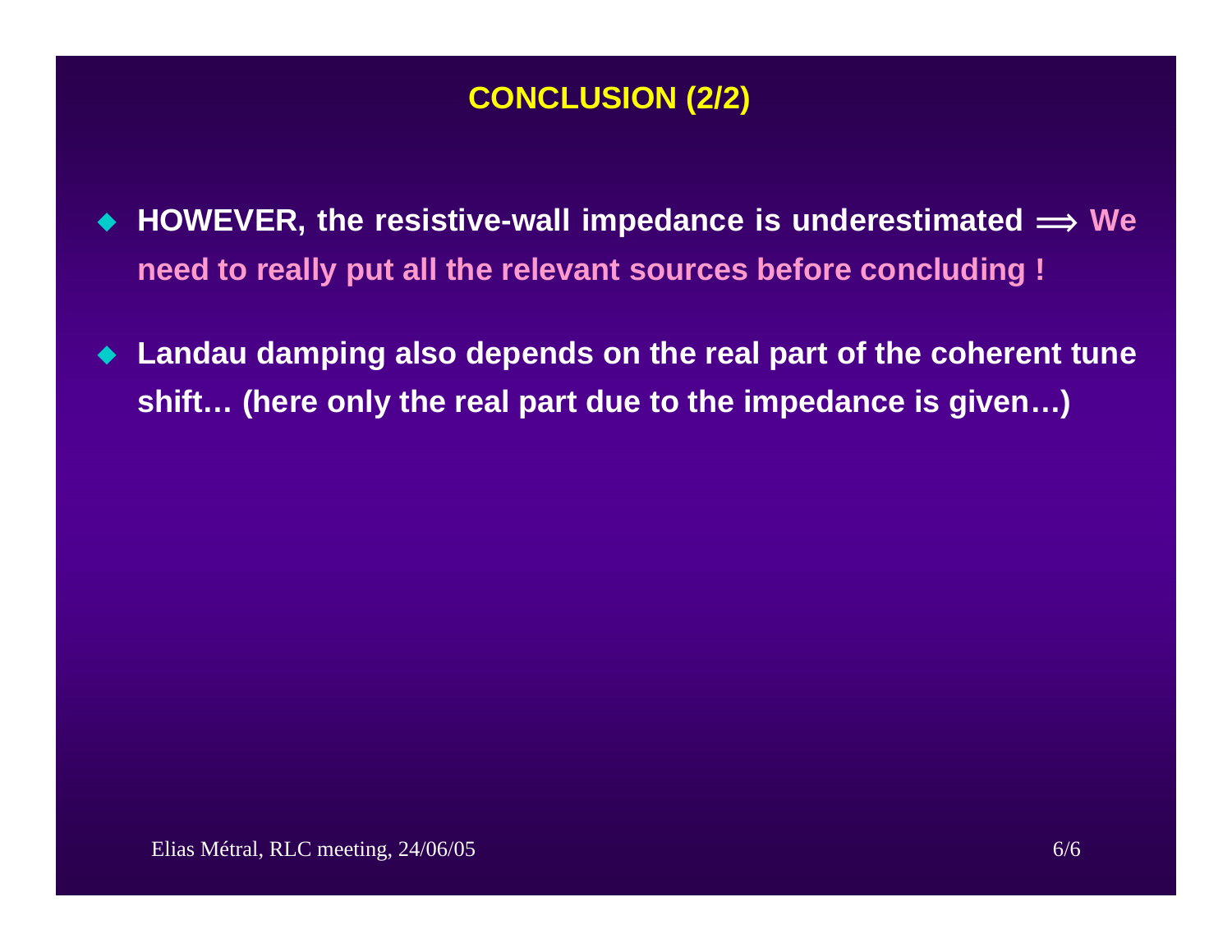# CONCLUSION (2/2)

- **HOWEVER, the resistive-wall impedance is underestimated $\Longrightarrow$ We need to really put all the relevant sources before concluding !**
- **Landau damping also depends on the real part of the coherent tune shift… (here only the real part due to the impedance is given…)**